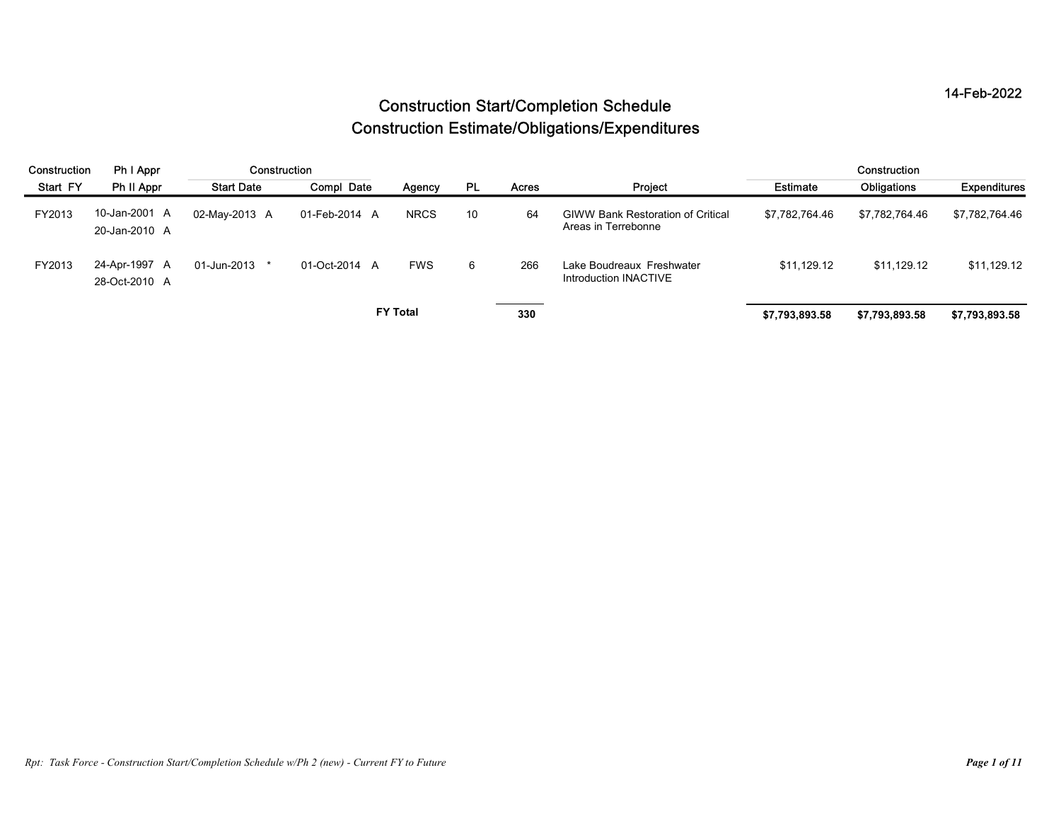14-Feb-2022

# Construction Start/Completion Schedule
# Construction Estimate/Obligations/Expenditures

| Construction Start FY | Ph I Appr / Ph II Appr | Construction Start Date | Construction Compl Date | Agency | PL | Acres | Project | Construction Estimate | Construction Obligations | Construction Expenditures |
|---|---|---|---|---|---|---|---|---|---|---|
| FY2013 | 10-Jan-2001 A<br>20-Jan-2010 A | 02-May-2013 A | 01-Feb-2014 A | NRCS | 10 | 64 | GIWW Bank Restoration of Critical Areas in Terrebonne | $7,782,764.46 | $7,782,764.46 | $7,782,764.46 |
| FY2013 | 24-Apr-1997 A<br>28-Oct-2010 A | 01-Jun-2013 * | 01-Oct-2014 A | FWS | 6 | 266 | Lake Boudreaux Freshwater Introduction INACTIVE | $11,129.12 | $11,129.12 | $11,129.12 |
| | | | | **FY Total** | | **330** | | **$7,793,893.58** | **$7,793,893.58** | **$7,793,893.58** |

*Rpt: Task Force - Construction Start/Completion Schedule w/Ph 2 (new) - Current FY to Future*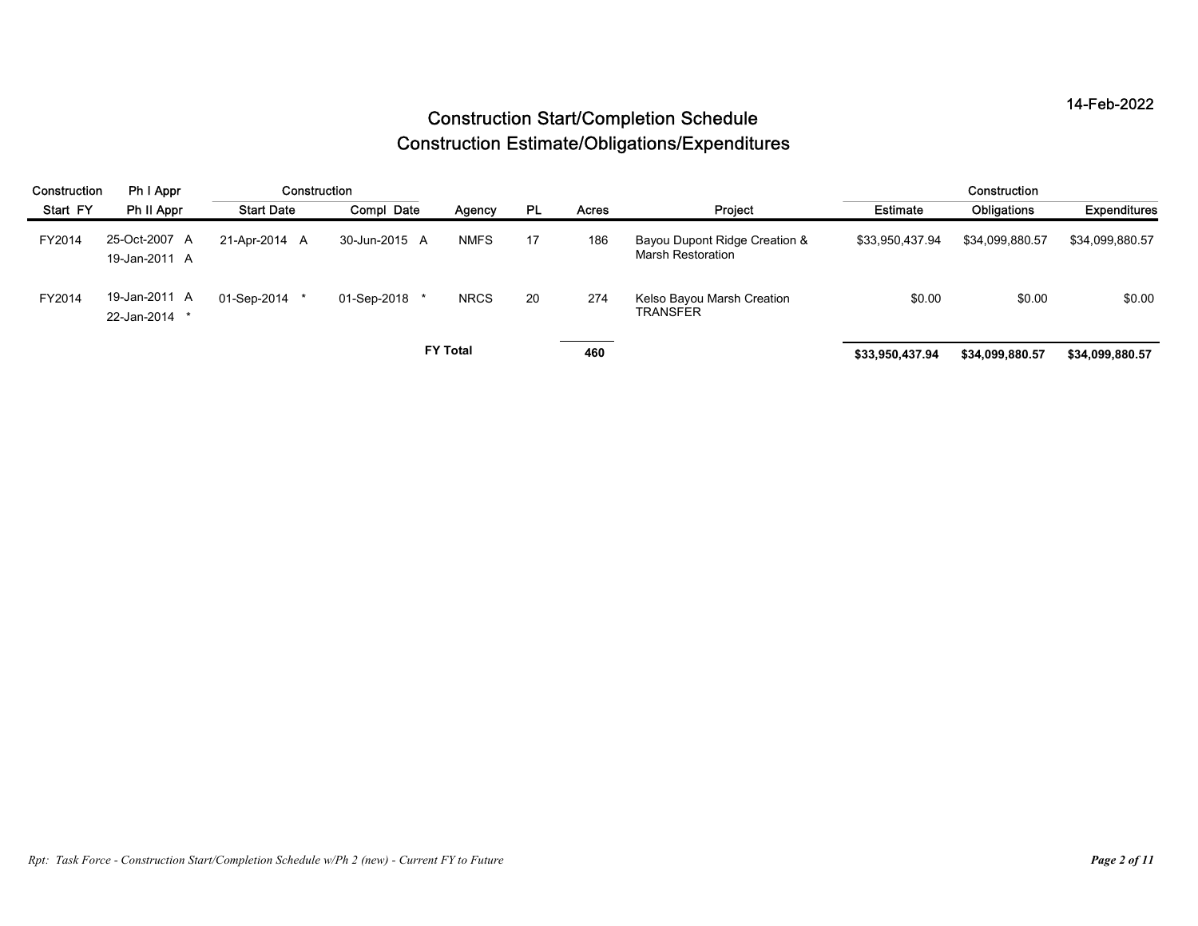14-Feb-2022

# Construction Start/Completion Schedule
# Construction Estimate/Obligations/Expenditures

| Construction Start FY | Ph I Appr / Ph II Appr | Construction Start Date | Construction Compl Date | Agency | PL | Acres | Project | Construction Estimate | Construction Obligations | Construction Expenditures |
|---|---|---|---|---|---|---|---|---|---|---|
| FY2014 | 25-Oct-2007 A / 19-Jan-2011 A | 21-Apr-2014 A | 30-Jun-2015 A | NMFS | 17 | 186 | Bayou Dupont Ridge Creation & Marsh Restoration | $33,950,437.94 | $34,099,880.57 | $34,099,880.57 |
| FY2014 | 19-Jan-2011 A / 22-Jan-2014 * | 01-Sep-2014 * | 01-Sep-2018 * | NRCS | 20 | 274 | Kelso Bayou Marsh Creation TRANSFER | $0.00 | $0.00 | $0.00 |
| | | | | **FY Total** | | **460** | | **$33,950,437.94** | **$34,099,880.57** | **$34,099,880.57** |

*Rpt: Task Force - Construction Start/Completion Schedule w/Ph 2 (new) - Current FY to Future*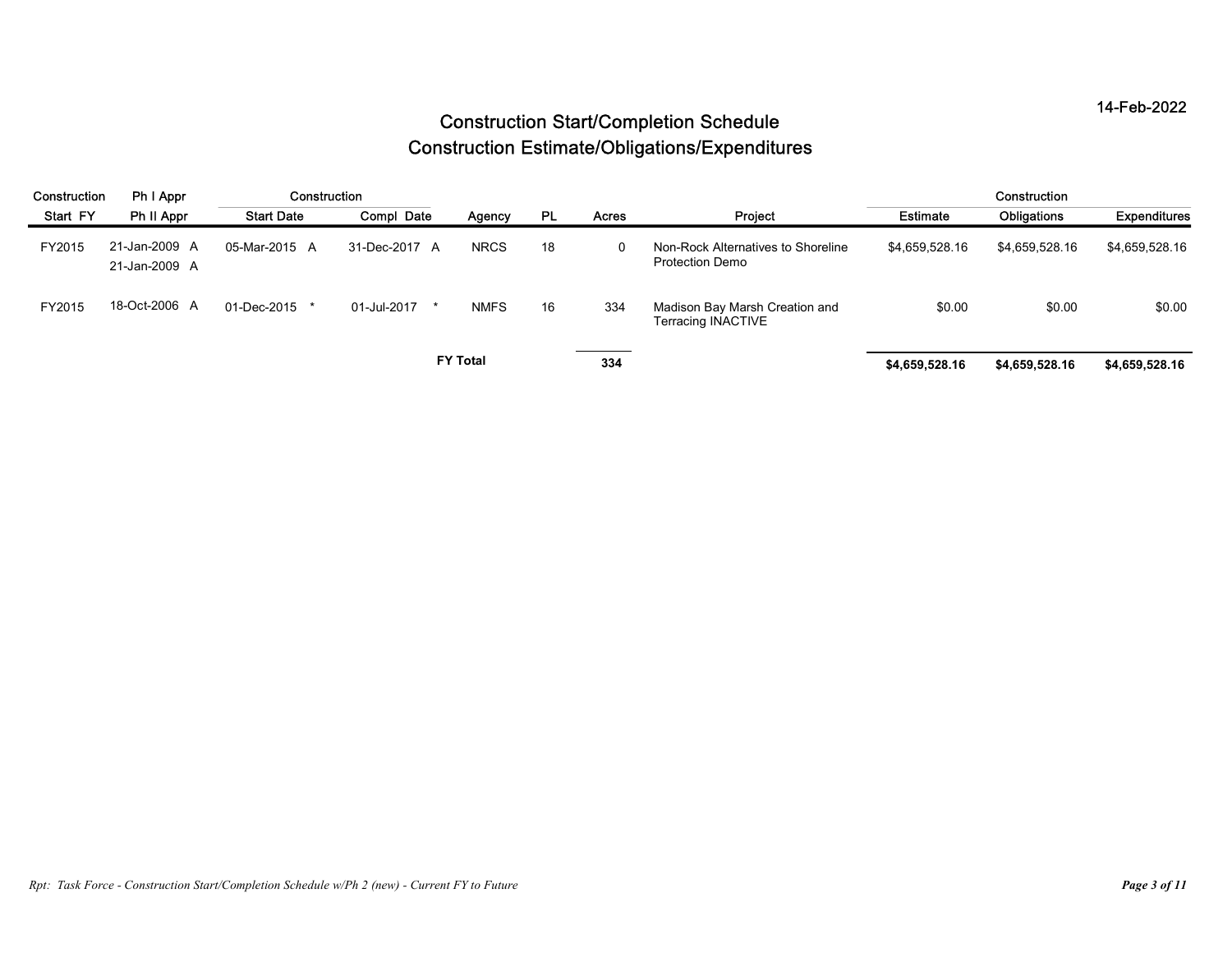14-Feb-2022

# Construction Start/Completion Schedule
# Construction Estimate/Obligations/Expenditures

| Construction Start FY | Ph I Appr / Ph II Appr | Construction Start Date | Construction Compl Date | Agency | PL | Acres | Project | Construction Estimate | Construction Obligations | Construction Expenditures |
|---|---|---|---|---|---|---|---|---|---|---|
| FY2015 | 21-Jan-2009 A / 21-Jan-2009 A | 05-Mar-2015 A | 31-Dec-2017 A | NRCS | 18 | 0 | Non-Rock Alternatives to Shoreline Protection Demo | $4,659,528.16 | $4,659,528.16 | $4,659,528.16 |
| FY2015 | 18-Oct-2006 A | 01-Dec-2015 * | 01-Jul-2017 * | NMFS | 16 | 334 | Madison Bay Marsh Creation and Terracing INACTIVE | $0.00 | $0.00 | $0.00 |
| | | | | **FY Total** | | **334** | | **$4,659,528.16** | **$4,659,528.16** | **$4,659,528.16** |

*Rpt: Task Force - Construction Start/Completion Schedule w/Ph 2 (new) - Current FY to Future*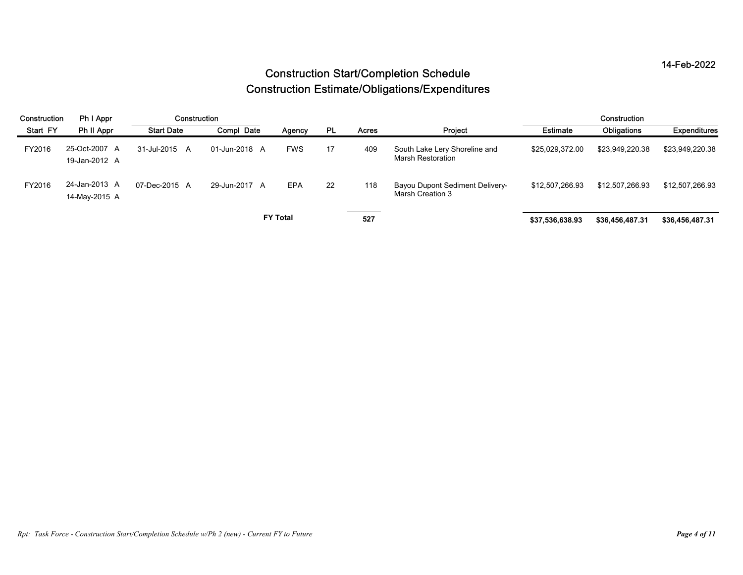14-Feb-2022

# Construction Start/Completion Schedule
# Construction Estimate/Obligations/Expenditures

| Construction Start FY | Ph I Appr / Ph II Appr | Construction Start Date | Construction Compl Date | Agency | PL | Acres | Project | Construction Estimate | Construction Obligations | Construction Expenditures |
|---|---|---|---|---|---|---|---|---|---|---|
| FY2016 | 25-Oct-2007 A / 19-Jan-2012 A | 31-Jul-2015 A | 01-Jun-2018 A | FWS | 17 | 409 | South Lake Lery Shoreline and Marsh Restoration | $25,029,372.00 | $23,949,220.38 | $23,949,220.38 |
| FY2016 | 24-Jan-2013 A / 14-May-2015 A | 07-Dec-2015 A | 29-Jun-2017 A | EPA | 22 | 118 | Bayou Dupont Sediment Delivery-Marsh Creation 3 | $12,507,266.93 | $12,507,266.93 | $12,507,266.93 |
| | | | | **FY Total** | | **527** | | **$37,536,638.93** | **$36,456,487.31** | **$36,456,487.31** |

*Rpt: Task Force - Construction Start/Completion Schedule w/Ph 2 (new) - Current FY to Future*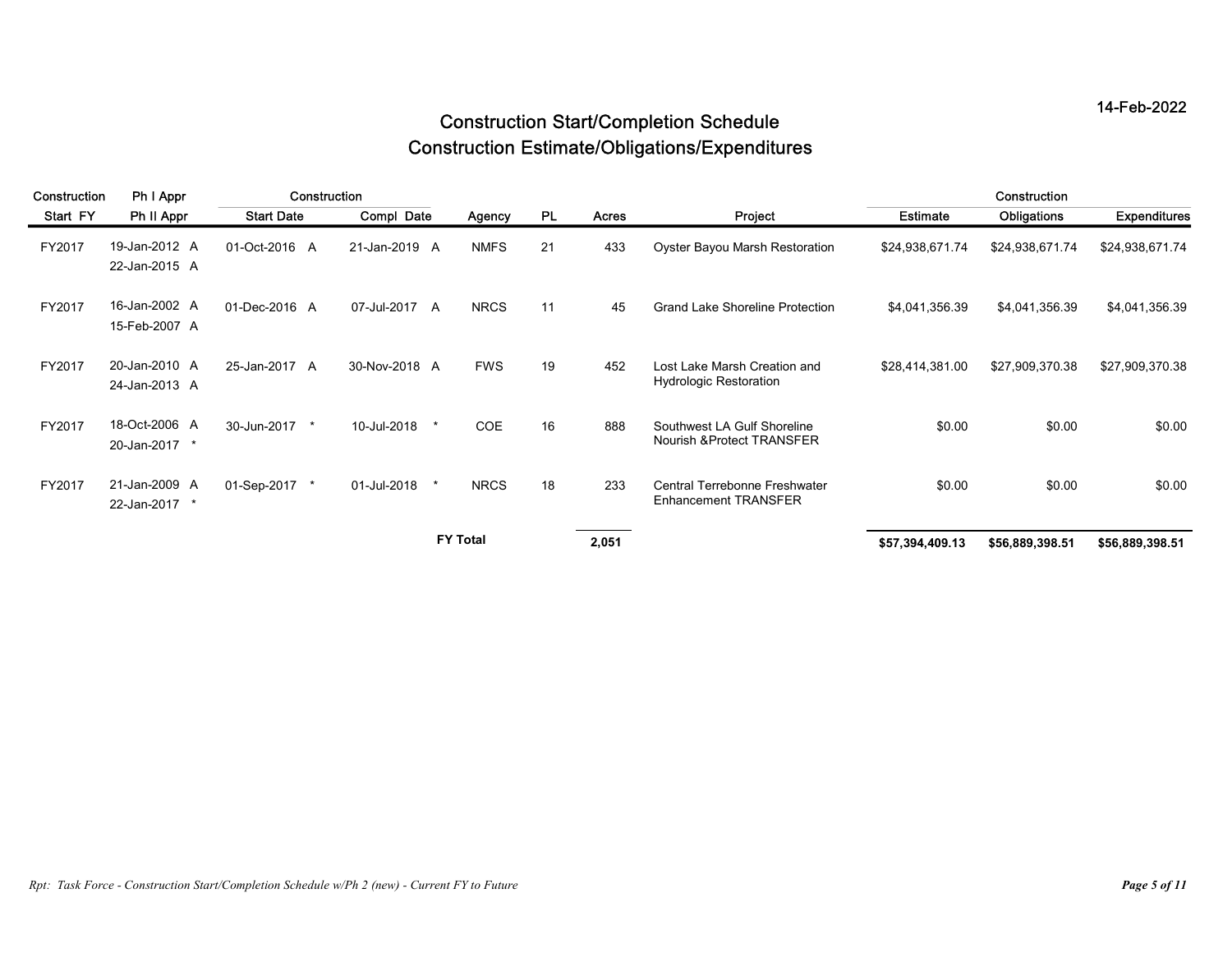14-Feb-2022

# Construction Start/Completion Schedule
# Construction Estimate/Obligations/Expenditures

| Construction Start FY | Ph I Appr / Ph II Appr | Construction Start Date | Construction Compl Date | Agency | PL | Acres | Project | Construction Estimate | Construction Obligations | Construction Expenditures |
|---|---|---|---|---|---|---|---|---|---|---|
| FY2017 | 19-Jan-2012 A / 22-Jan-2015 A | 01-Oct-2016 A | 21-Jan-2019 A | NMFS | 21 | 433 | Oyster Bayou Marsh Restoration | $24,938,671.74 | $24,938,671.74 | $24,938,671.74 |
| FY2017 | 16-Jan-2002 A / 15-Feb-2007 A | 01-Dec-2016 A | 07-Jul-2017 A | NRCS | 11 | 45 | Grand Lake Shoreline Protection | $4,041,356.39 | $4,041,356.39 | $4,041,356.39 |
| FY2017 | 20-Jan-2010 A / 24-Jan-2013 A | 25-Jan-2017 A | 30-Nov-2018 A | FWS | 19 | 452 | Lost Lake Marsh Creation and Hydrologic Restoration | $28,414,381.00 | $27,909,370.38 | $27,909,370.38 |
| FY2017 | 18-Oct-2006 A / 20-Jan-2017 * | 30-Jun-2017 * | 10-Jul-2018 * | COE | 16 | 888 | Southwest LA Gulf Shoreline Nourish &Protect TRANSFER | $0.00 | $0.00 | $0.00 |
| FY2017 | 21-Jan-2009 A / 22-Jan-2017 * | 01-Sep-2017 * | 01-Jul-2018 * | NRCS | 18 | 233 | Central Terrebonne Freshwater Enhancement TRANSFER | $0.00 | $0.00 | $0.00 |
| | | | | **FY Total** | | **2,051** | | **$57,394,409.13** | **$56,889,398.51** | **$56,889,398.51** |

*Rpt: Task Force - Construction Start/Completion Schedule w/Ph 2 (new) - Current FY to Future*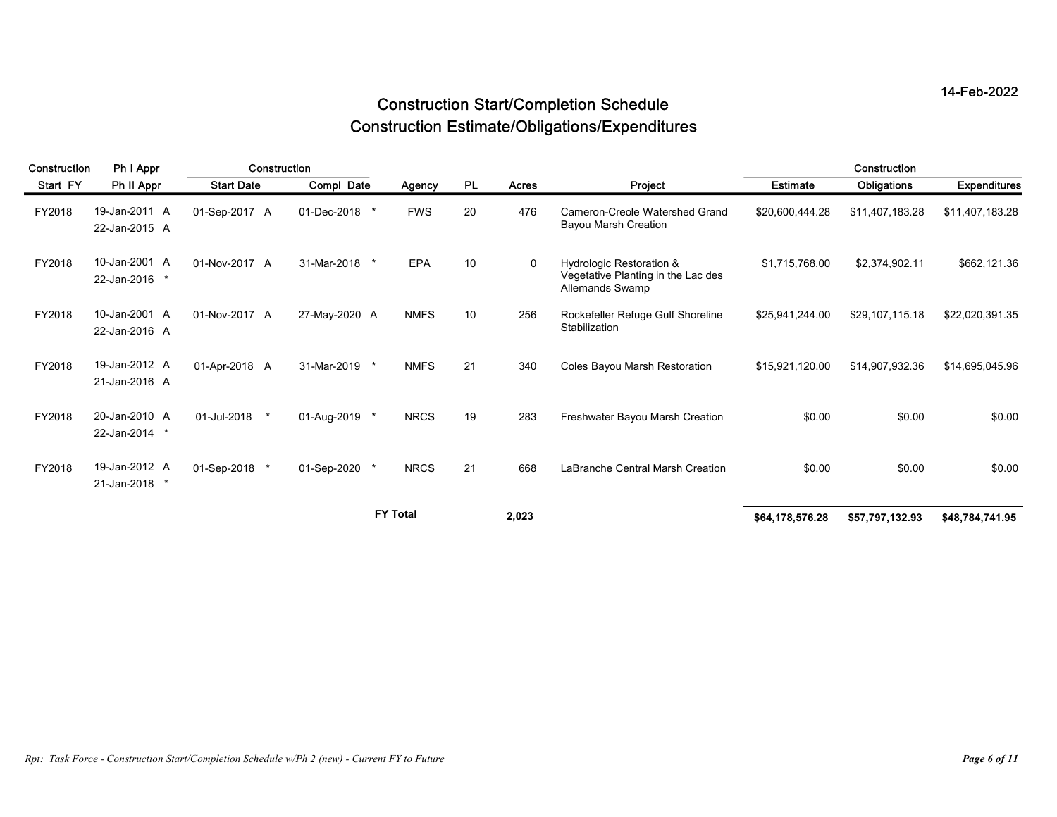14-Feb-2022

# Construction Start/Completion Schedule
# Construction Estimate/Obligations/Expenditures

| Construction Start FY | Ph I Appr / Ph II Appr | Construction Start Date | Construction Compl Date | Agency | PL | Acres | Project | Construction Estimate | Construction Obligations | Construction Expenditures |
|---|---|---|---|---|---|---|---|---|---|---|
| FY2018 | 19-Jan-2011 A / 22-Jan-2015 A | 01-Sep-2017 A | 01-Dec-2018 * | FWS | 20 | 476 | Cameron-Creole Watershed Grand Bayou Marsh Creation | $20,600,444.28 | $11,407,183.28 | $11,407,183.28 |
| FY2018 | 10-Jan-2001 A / 22-Jan-2016 * | 01-Nov-2017 A | 31-Mar-2018 * | EPA | 10 | 0 | Hydrologic Restoration & Vegetative Planting in the Lac des Allemands Swamp | $1,715,768.00 | $2,374,902.11 | $662,121.36 |
| FY2018 | 10-Jan-2001 A / 22-Jan-2016 A | 01-Nov-2017 A | 27-May-2020 A | NMFS | 10 | 256 | Rockefeller Refuge Gulf Shoreline Stabilization | $25,941,244.00 | $29,107,115.18 | $22,020,391.35 |
| FY2018 | 19-Jan-2012 A / 21-Jan-2016 A | 01-Apr-2018 A | 31-Mar-2019 * | NMFS | 21 | 340 | Coles Bayou Marsh Restoration | $15,921,120.00 | $14,907,932.36 | $14,695,045.96 |
| FY2018 | 20-Jan-2010 A / 22-Jan-2014 * | 01-Jul-2018 * | 01-Aug-2019 * | NRCS | 19 | 283 | Freshwater Bayou Marsh Creation | $0.00 | $0.00 | $0.00 |
| FY2018 | 19-Jan-2012 A / 21-Jan-2018 * | 01-Sep-2018 * | 01-Sep-2020 * | NRCS | 21 | 668 | LaBranche Central Marsh Creation | $0.00 | $0.00 | $0.00 |
| | | | | **FY Total** | | **2,023** | | **$64,178,576.28** | **$57,797,132.93** | **$48,784,741.95** |

*Rpt: Task Force - Construction Start/Completion Schedule w/Ph 2 (new) - Current FY to Future*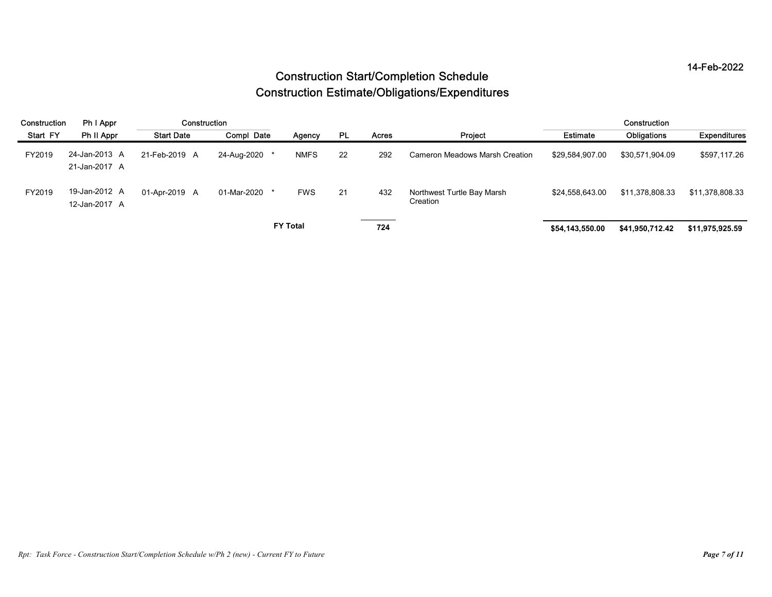14-Feb-2022

# Construction Start/Completion Schedule
# Construction Estimate/Obligations/Expenditures

| Construction Start FY | Ph I Appr / Ph II Appr | Construction Start Date | Construction Compl Date | Agency | PL | Acres | Project | Construction Estimate | Construction Obligations | Construction Expenditures |
|---|---|---|---|---|---|---|---|---|---|---|
| FY2019 | 24-Jan-2013 A / 21-Jan-2017 A | 21-Feb-2019 A | 24-Aug-2020 * | NMFS | 22 | 292 | Cameron Meadows Marsh Creation | $29,584,907.00 | $30,571,904.09 | $597,117.26 |
| FY2019 | 19-Jan-2012 A / 12-Jan-2017 A | 01-Apr-2019 A | 01-Mar-2020 * | FWS | 21 | 432 | Northwest Turtle Bay Marsh Creation | $24,558,643.00 | $11,378,808.33 | $11,378,808.33 |
| | | | | **FY Total** | | **724** | | **$54,143,550.00** | **$41,950,712.42** | **$11,975,925.59** |

*Rpt: Task Force - Construction Start/Completion Schedule w/Ph 2 (new) - Current FY to Future*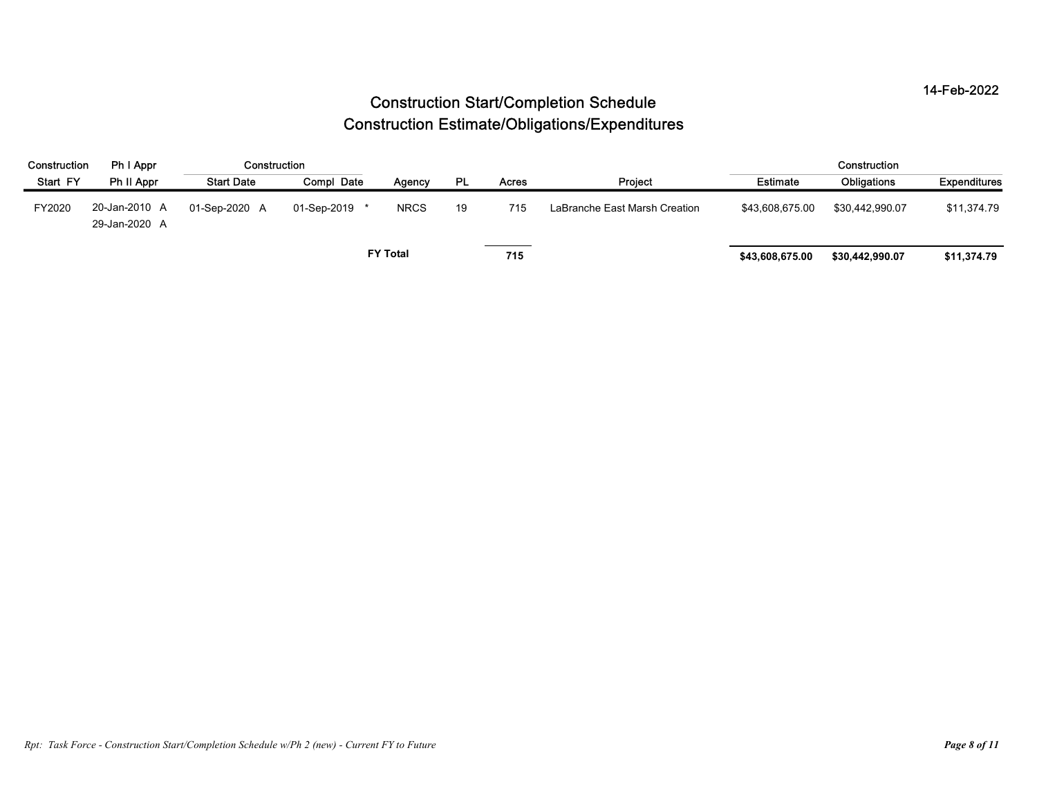14-Feb-2022

# Construction Start/Completion Schedule
# Construction Estimate/Obligations/Expenditures

| Construction Start FY | Ph I Appr / Ph II Appr | Construction Start Date | Construction Compl Date | Agency | PL | Acres | Project | Construction Estimate | Construction Obligations | Construction Expenditures |
|---|---|---|---|---|---|---|---|---|---|---|
| FY2020 | 20-Jan-2010 A<br>29-Jan-2020 A | 01-Sep-2020 A | 01-Sep-2019 * | NRCS | 19 | 715 | LaBranche East Marsh Creation | $43,608,675.00 | $30,442,990.07 | $11,374.79 |
| | | | | **FY Total** | | **715** | | **$43,608,675.00** | **$30,442,990.07** | **$11,374.79** |

*Rpt: Task Force - Construction Start/Completion Schedule w/Ph 2 (new) - Current FY to Future*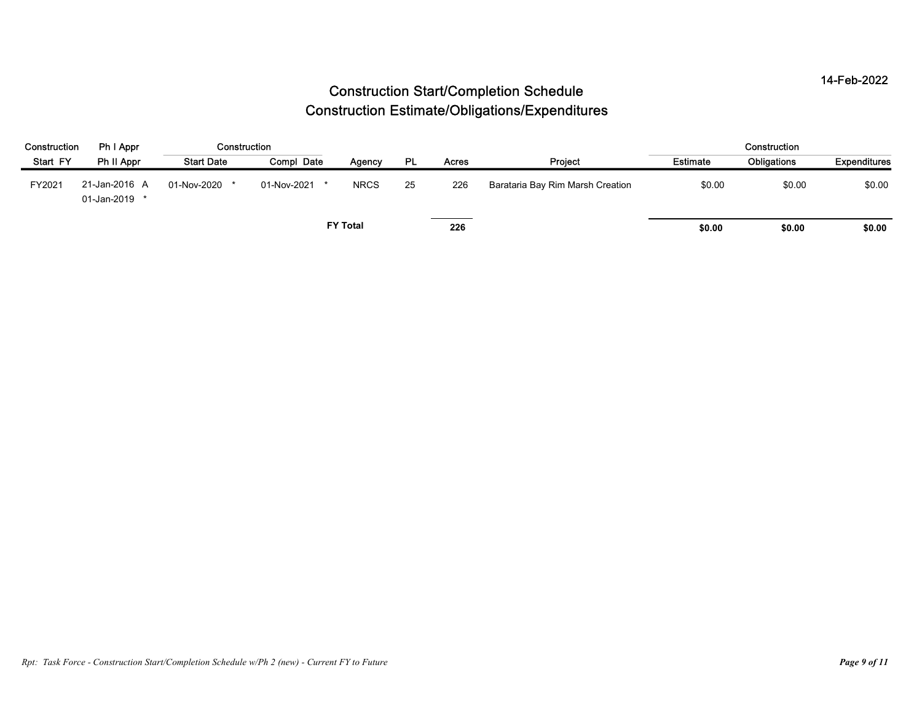14-Feb-2022

# Construction Start/Completion Schedule
# Construction Estimate/Obligations/Expenditures

| Construction | Ph I Appr | Construction | | | | | | Construction | | |
|---|---|---|---|---|---|---|---|---|---|---|
| Start FY | Ph II Appr | Start Date | Compl Date | Agency | PL | Acres | Project | Estimate | Obligations | Expenditures |
| FY2021 | 21-Jan-2016 A<br>01-Jan-2019 * | 01-Nov-2020 * | 01-Nov-2021 * | NRCS | 25 | 226 | Barataria Bay Rim Marsh Creation | $0.00 | $0.00 | $0.00 |
| | | | | **FY Total** | | **226** | | **$0.00** | **$0.00** | **$0.00** |

*Rpt: Task Force - Construction Start/Completion Schedule w/Ph 2 (new) - Current FY to Future*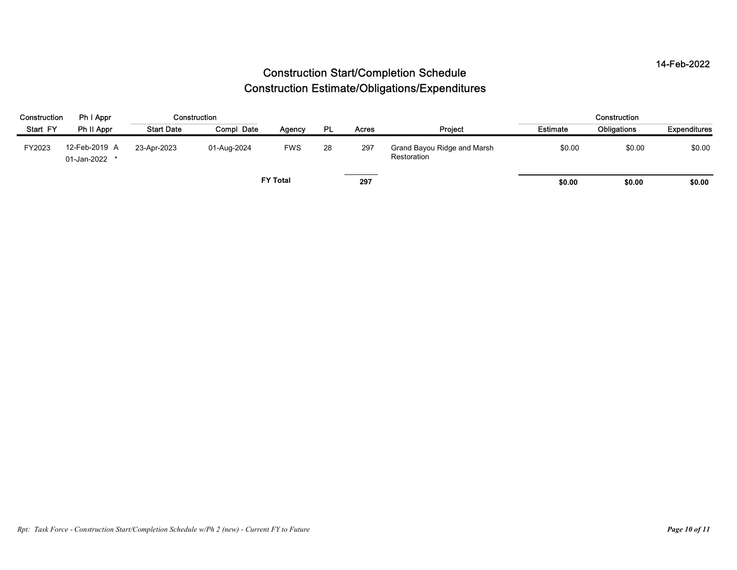14-Feb-2022

# Construction Start/Completion Schedule
# Construction Estimate/Obligations/Expenditures

| Construction Start FY | Ph I Appr / Ph II Appr | Construction Start Date | Construction Compl Date | Agency | PL | Acres | Project | Construction Estimate | Construction Obligations | Construction Expenditures |
|---|---|---|---|---|---|---|---|---|---|---|
| FY2023 | 12-Feb-2019 A / 01-Jan-2022 * | 23-Apr-2023 | 01-Aug-2024 | FWS | 28 | 297 | Grand Bayou Ridge and Marsh Restoration | $0.00 | $0.00 | $0.00 |
| | | | | **FY Total** | | **297** | | **$0.00** | **$0.00** | **$0.00** |

*Rpt: Task Force - Construction Start/Completion Schedule w/Ph 2 (new) - Current FY to Future*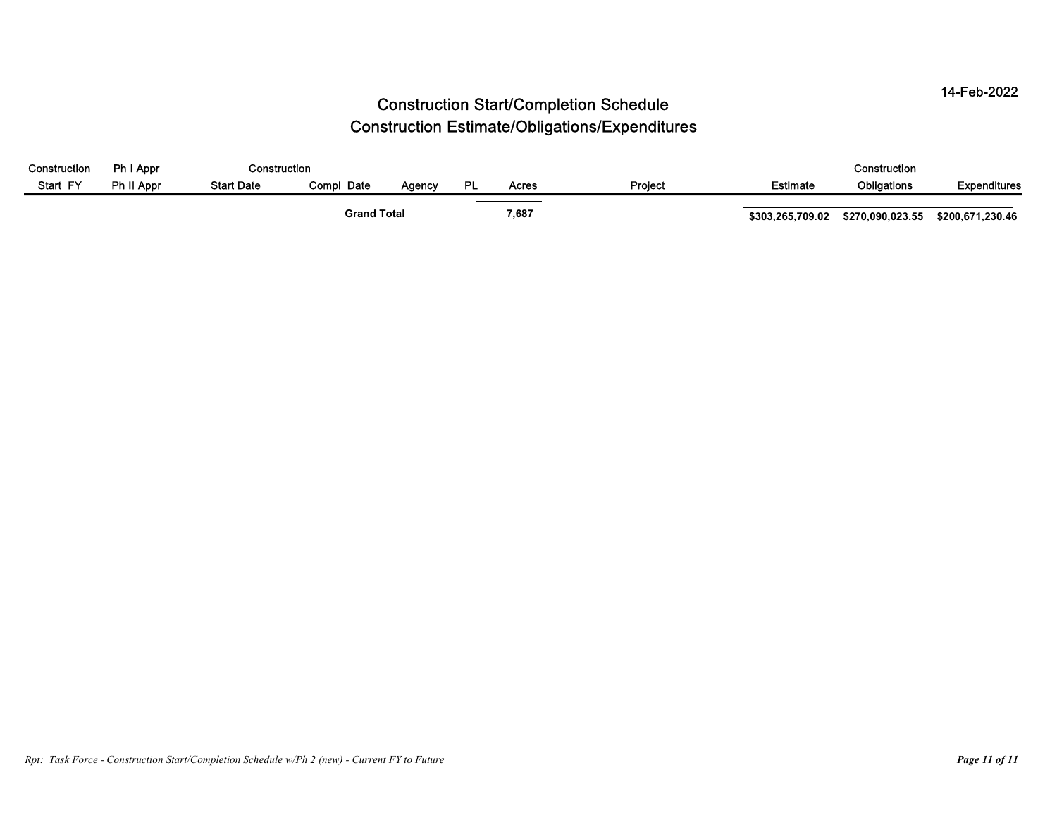# Construction Start/Completion Schedule
# Construction Estimate/Obligations/Expenditures

14-Feb-2022

| Construction Start FY | Ph I Appr Ph II Appr | Construction Start Date | Construction Compl Date | Agency | PL | Acres | Project | Construction Estimate | Construction Obligations | Construction Expenditures |
|---|---|---|---|---|---|---|---|---|---|---|
| | | | | **Grand Total** | | **7,687** | | **$303,265,709.02** | **$270,090,023.55** | **$200,671,230.46** |

*Rpt: Task Force - Construction Start/Completion Schedule w/Ph 2 (new) - Current FY to Future*